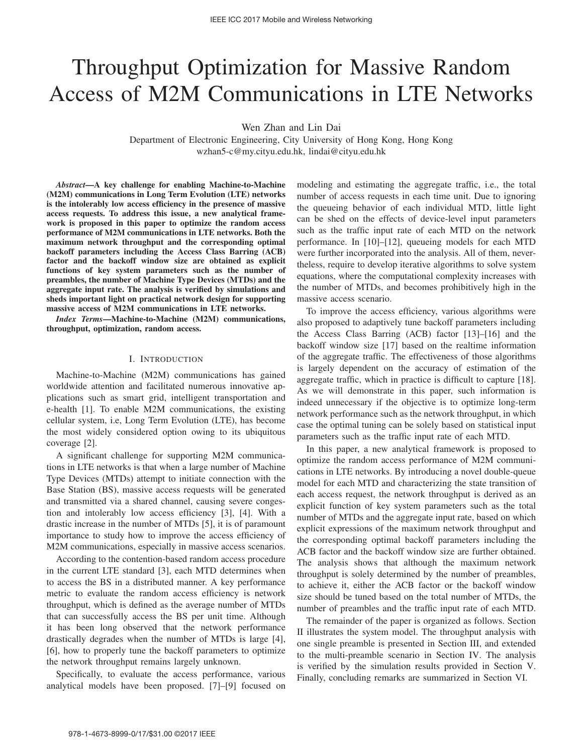# Throughput Optimization for Massive Random Access of M2M Communications in LTE Networks

Wen Zhan and Lin Dai

Department of Electronic Engineering, City University of Hong Kong, Hong Kong

wzhan5-c@my.cityu.edu.hk, lindai@cityu.edu.hk

***Abstract*—A key challenge for enabling Machine-to-Machine (M2M) communications in Long Term Evolution (LTE) networks is the intolerably low access efficiency in the presence of massive access requests. To address this issue, a new analytical framework is proposed in this paper to optimize the random access performance of M2M communications in LTE networks. Both the maximum network throughput and the corresponding optimal backoff parameters including the Access Class Barring (ACB) factor and the backoff window size are obtained as explicit functions of key system parameters such as the number of preambles, the number of Machine Type Devices (MTDs) and the aggregate input rate. The analysis is verified by simulations and sheds important light on practical network design for supporting massive access of M2M communications in LTE networks.**

***Index Terms*—Machine-to-Machine (M2M) communications, throughput, optimization, random access.**

## I. Introduction

Machine-to-Machine (M2M) communications has gained worldwide attention and facilitated numerous innovative applications such as smart grid, intelligent transportation and e-health [1]. To enable M2M communications, the existing cellular system, i.e, Long Term Evolution (LTE), has become the most widely considered option owing to its ubiquitous coverage [2].

A significant challenge for supporting M2M communications in LTE networks is that when a large number of Machine Type Devices (MTDs) attempt to initiate connection with the Base Station (BS), massive access requests will be generated and transmitted via a shared channel, causing severe congestion and intolerably low access efficiency [3], [4]. With a drastic increase in the number of MTDs [5], it is of paramount importance to study how to improve the access efficiency of M2M communications, especially in massive access scenarios.

According to the contention-based random access procedure in the current LTE standard [3], each MTD determines when to access the BS in a distributed manner. A key performance metric to evaluate the random access efficiency is network throughput, which is defined as the average number of MTDs that can successfully access the BS per unit time. Although it has been long observed that the network performance drastically degrades when the number of MTDs is large [4], [6], how to properly tune the backoff parameters to optimize the network throughput remains largely unknown.

Specifically, to evaluate the access performance, various analytical models have been proposed. [7]–[9] focused on modeling and estimating the aggregate traffic, i.e., the total number of access requests in each time unit. Due to ignoring the queueing behavior of each individual MTD, little light can be shed on the effects of device-level input parameters such as the traffic input rate of each MTD on the network performance. In [10]–[12], queueing models for each MTD were further incorporated into the analysis. All of them, nevertheless, require to develop iterative algorithms to solve system equations, where the computational complexity increases with the number of MTDs, and becomes prohibitively high in the massive access scenario.

To improve the access efficiency, various algorithms were also proposed to adaptively tune backoff parameters including the Access Class Barring (ACB) factor [13]–[16] and the backoff window size [17] based on the realtime information of the aggregate traffic. The effectiveness of those algorithms is largely dependent on the accuracy of estimation of the aggregate traffic, which in practice is difficult to capture [18]. As we will demonstrate in this paper, such information is indeed unnecessary if the objective is to optimize long-term network performance such as the network throughput, in which case the optimal tuning can be solely based on statistical input parameters such as the traffic input rate of each MTD.

In this paper, a new analytical framework is proposed to optimize the random access performance of M2M communications in LTE networks. By introducing a novel double-queue model for each MTD and characterizing the state transition of each access request, the network throughput is derived as an explicit function of key system parameters such as the total number of MTDs and the aggregate input rate, based on which explicit expressions of the maximum network throughput and the corresponding optimal backoff parameters including the ACB factor and the backoff window size are further obtained. The analysis shows that although the maximum network throughput is solely determined by the number of preambles, to achieve it, either the ACB factor or the backoff window size should be tuned based on the total number of MTDs, the number of preambles and the traffic input rate of each MTD.

The remainder of the paper is organized as follows. Section II illustrates the system model. The throughput analysis with one single preamble is presented in Section III, and extended to the multi-preamble scenario in Section IV. The analysis is verified by the simulation results provided in Section V. Finally, concluding remarks are summarized in Section VI.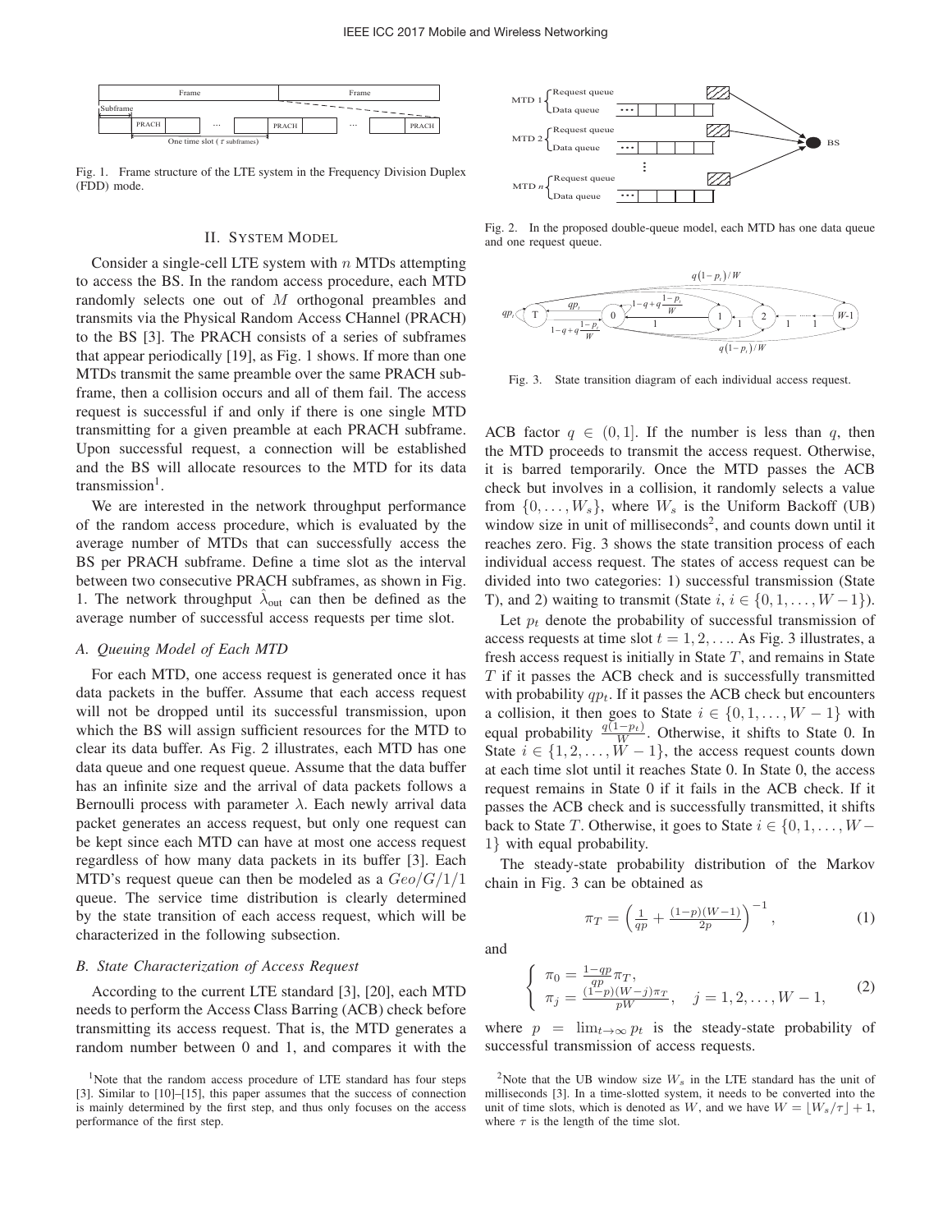Frame | Frame

Subframe

PRACH ... PRACH ... PRACH

One time slot ( $\tau$ subframes)

Fig. 1. Frame structure of the LTE system in the Frequency Division Duplex (FDD) mode.

## II. System Model

Consider a single-cell LTE system with $n$ MTDs attempting to access the BS. In the random access procedure, each MTD randomly selects one out of $M$ orthogonal preambles and transmits via the Physical Random Access CHannel (PRACH) to the BS [3]. The PRACH consists of a series of subframes that appear periodically [19], as Fig. 1 shows. If more than one MTDs transmit the same preamble over the same PRACH subframe, then a collision occurs and all of them fail. The access request is successful if and only if there is one single MTD transmitting for a given preamble at each PRACH subframe. Upon successful request, a connection will be established and the BS will allocate resources to the MTD for its data transmission[1].

We are interested in the network throughput performance of the random access procedure, which is evaluated by the average number of MTDs that can successfully access the BS per PRACH subframe. Define a time slot as the interval between two consecutive PRACH subframes, as shown in Fig. 1. The network throughput $\hat{\lambda}_{\text{out}}$ can then be defined as the average number of successful access requests per time slot.

### A. Queuing Model of Each MTD

For each MTD, one access request is generated once it has data packets in the buffer. Assume that each access request will not be dropped until its successful transmission, upon which the BS will assign sufficient resources for the MTD to clear its data buffer. As Fig. 2 illustrates, each MTD has one data queue and one request queue. Assume that the data buffer has an infinite size and the arrival of data packets follows a Bernoulli process with parameter $\lambda$. Each newly arrival data packet generates an access request, but only one request can be kept since each MTD can have at most one access request regardless of how many data packets in its buffer [3]. Each MTD's request queue can then be modeled as a $Geo/G/1/1$ queue. The service time distribution is clearly determined by the state transition of each access request, which will be characterized in the following subsection.

### B. State Characterization of Access Request

According to the current LTE standard [3], [20], each MTD needs to perform the Access Class Barring (ACB) check before transmitting its access request. That is, the MTD generates a random number between 0 and 1, and compares it with the

MTD 1 Request queue / Data queue
MTD 2 Request queue / Data queue
MTD $n$ Request queue / Data queue
BS

Fig. 2. In the proposed double-queue model, each MTD has one data queue and one request queue.

$q(1-p_t)/W$, $qp_t$, T, $qp_t$, 0, $1-q+q\frac{1-p_t}{W}$, $1-q+q\frac{1-p_t}{W}$, 1, 1, 2, 1, 1, $W$-1, 1, $q(1-p_t)/W$

Fig. 3. State transition diagram of each individual access request.

ACB factor $q \in (0, 1]$. If the number is less than $q$, then the MTD proceeds to transmit the access request. Otherwise, it is barred temporarily. Once the MTD passes the ACB check but involves in a collision, it randomly selects a value from $\{0, \ldots, W_s\}$, where $W_s$ is the Uniform Backoff (UB) window size in unit of milliseconds[2], and counts down until it reaches zero. Fig. 3 shows the state transition process of each individual access request. The states of access request can be divided into two categories: 1) successful transmission (State T), and 2) waiting to transmit (State $i$, $i \in \{0, 1, \ldots, W-1\}$).

Let $p_t$ denote the probability of successful transmission of access requests at time slot $t = 1, 2, \ldots$. As Fig. 3 illustrates, a fresh access request is initially in State $T$, and remains in State $T$ if it passes the ACB check and is successfully transmitted with probability $qp_t$. If it passes the ACB check but encounters a collision, it then goes to State $i \in \{0, 1, \ldots, W-1\}$ with equal probability $\frac{q(1-p_t)}{W}$. Otherwise, it shifts to State 0. In State $i \in \{1, 2, \ldots, W-1\}$, the access request counts down at each time slot until it reaches State 0. In State 0, the access request remains in State 0 if it fails in the ACB check. If it passes the ACB check and is successfully transmitted, it shifts back to State $T$. Otherwise, it goes to State $i \in \{0, 1, \ldots, W-1\}$ with equal probability.

The steady-state probability distribution of the Markov chain in Fig. 3 can be obtained as

$$\pi_T = \left( \frac{1}{qp} + \frac{(1-p)(W-1)}{2p} \right)^{-1}, \tag{1}$$

and

$$\begin{cases} \pi_0 = \frac{1-qp}{qp}\pi_T, \\ \pi_j = \frac{(1-p)(W-j)\pi_T}{pW}, \quad j = 1, 2, \ldots, W-1, \end{cases} \tag{2}$$

where $p = \lim_{t\to\infty} p_t$ is the steady-state probability of successful transmission of access requests.

[1] Note that the random access procedure of LTE standard has four steps [3]. Similar to [10]–[15], this paper assumes that the success of connection is mainly determined by the first step, and thus only focuses on the access performance of the first step.

[2] Note that the UB window size $W_s$ in the LTE standard has the unit of milliseconds [3]. In a time-slotted system, it needs to be converted into the unit of time slots, which is denoted as $W$, and we have $W = \lfloor W_s/\tau \rfloor + 1$, where $\tau$ is the length of the time slot.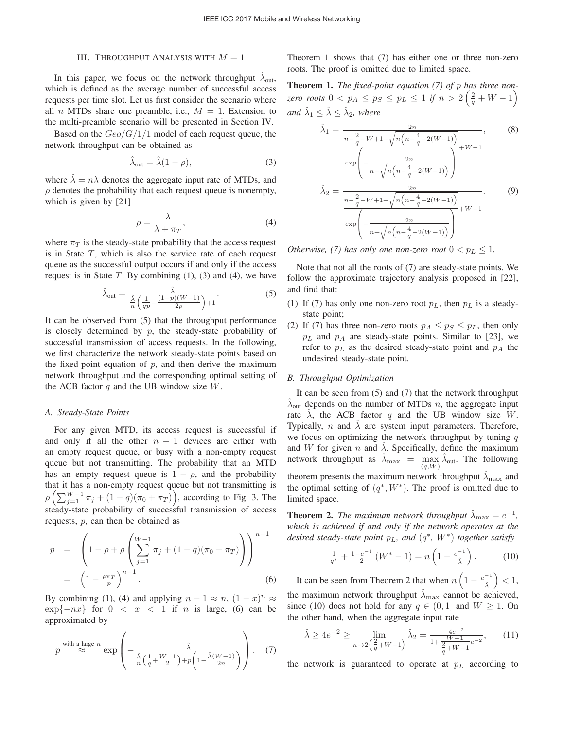## III. Throughput Analysis with $M = 1$

In this paper, we focus on the network throughput $\hat{\lambda}_{\text{out}}$, which is defined as the average number of successful access requests per time slot. Let us first consider the scenario where all $n$ MTDs share one preamble, i.e., $M = 1$. Extension to the multi-preamble scenario will be presented in Section IV.

Based on the $Geo/G/1/1$ model of each request queue, the network throughput can be obtained as

$$\hat{\lambda}_{\text{out}} = \hat{\lambda}(1 - \rho), \tag{3}$$

where $\hat{\lambda} = n\lambda$ denotes the aggregate input rate of MTDs, and $\rho$ denotes the probability that each request queue is nonempty, which is given by [21]

$$\rho = \frac{\lambda}{\lambda + \pi_T}, \tag{4}$$

where $\pi_T$ is the steady-state probability that the access request is in State $T$, which is also the service rate of each request queue as the successful output occurs if and only if the access request is in State $T$. By combining (1), (3) and (4), we have

$$\hat{\lambda}_{\text{out}} = \frac{\hat{\lambda}}{\frac{\hat{\lambda}}{n}\left(\frac{1}{qp} + \frac{(1-p)(W-1)}{2p}\right) + 1}. \tag{5}$$

It can be observed from (5) that the throughput performance is closely determined by $p$, the steady-state probability of successful transmission of access requests. In the following, we first characterize the network steady-state points based on the fixed-point equation of $p$, and then derive the maximum network throughput and the corresponding optimal setting of the ACB factor $q$ and the UB window size $W$.

### A. Steady-State Points

For any given MTD, its access request is successful if and only if all the other $n - 1$ devices are either with an empty request queue, or busy with a non-empty request queue but not transmitting. The probability that an MTD has an empty request queue is $1 - \rho$, and the probability that it has a non-empty request queue but not transmitting is $\rho\left(\sum_{j=1}^{W-1} \pi_j + (1-q)(\pi_0 + \pi_T)\right)$, according to Fig. 3. The steady-state probability of successful transmission of access requests, $p$, can then be obtained as

$$\begin{aligned} p &= \left(1 - \rho + \rho\left(\sum_{j=1}^{W-1} \pi_j + (1-q)(\pi_0 + \pi_T)\right)\right)^{n-1} \\ &= \left(1 - \frac{\rho \pi_T}{p}\right)^{n-1}. \end{aligned} \tag{6}$$

By combining (1), (4) and applying $n - 1 \approx n$, $(1-x)^n \approx \exp\{-nx\}$ for $0 < x < 1$ if $n$ is large, (6) can be approximated by

$$p \overset{\text{with a large } n}{\approx} \exp\left(-\frac{\hat{\lambda}}{\frac{\hat{\lambda}}{n}\left(\frac{1}{q} + \frac{W-1}{2}\right) + p\left(1 - \frac{\hat{\lambda}(W-1)}{2n}\right)}\right). \tag{7}$$

Theorem 1 shows that (7) has either one or three non-zero roots. The proof is omitted due to limited space.

**Theorem 1.** *The fixed-point equation (7) of $p$ has three non-zero roots $0 < p_A \le p_S \le p_L \le 1$ if $n > 2\left(\frac{2}{q} + W - 1\right)$ and $\hat{\lambda}_1 \le \hat{\lambda} \le \hat{\lambda}_2$, where*

$$\hat{\lambda}_1 = \frac{2n}{\frac{n - \frac{2}{q} - W + 1 - \sqrt{n\left(n - \frac{4}{q} - 2(W-1)\right)}}{\exp\left(-\frac{2n}{n - \sqrt{n\left(n - \frac{4}{q} - 2(W-1)\right)}}\right)} + W - 1}, \tag{8}$$

$$\hat{\lambda}_2 = \frac{2n}{\frac{n - \frac{2}{q} - W + 1 + \sqrt{n\left(n - \frac{4}{q} - 2(W-1)\right)}}{\exp\left(-\frac{2n}{n + \sqrt{n\left(n - \frac{4}{q} - 2(W-1)\right)}}\right)} + W - 1}. \tag{9}$$

*Otherwise, (7) has only one non-zero root $0 < p_L \le 1$.*

Note that not all the roots of (7) are steady-state points. We follow the approximate trajectory analysis proposed in [22], and find that:

1. If (7) has only one non-zero root $p_L$, then $p_L$ is a steady-state point;
2. If (7) has three non-zero roots $p_A \le p_S \le p_L$, then only $p_L$ and $p_A$ are steady-state points. Similar to [23], we refer to $p_L$ as the desired steady-state point and $p_A$ the undesired steady-state point.

### B. Throughput Optimization

It can be seen from (5) and (7) that the network throughput $\hat{\lambda}_{\text{out}}$ depends on the number of MTDs $n$, the aggregate input rate $\hat{\lambda}$, the ACB factor $q$ and the UB window size $W$. Typically, $n$ and $\hat{\lambda}$ are system input parameters. Therefore, we focus on optimizing the network throughput by tuning $q$ and $W$ for given $n$ and $\hat{\lambda}$. Specifically, define the maximum network throughput as $\hat{\lambda}_{\max} = \max_{(q,W)} \hat{\lambda}_{\text{out}}$. The following theorem presents the maximum network throughput $\hat{\lambda}_{\max}$ and the optimal setting of $(q^*, W^*)$. The proof is omitted due to limited space.

**Theorem 2.** *The maximum network throughput $\hat{\lambda}_{\max} = e^{-1}$, which is achieved if and only if the network operates at the desired steady-state point $p_L$, and ($q^*$, $W^*$) together satisfy*

$$\frac{1}{q^*} + \frac{1 - e^{-1}}{2}\left(W^* - 1\right) = n\left(1 - \frac{e^{-1}}{\hat{\lambda}}\right). \tag{10}$$

It can be seen from Theorem 2 that when $n\left(1 - \frac{e^{-1}}{\hat{\lambda}}\right) < 1$, the maximum network throughput $\hat{\lambda}_{\max}$ cannot be achieved, since (10) does not hold for any $q \in (0, 1]$ and $W \ge 1$. On the other hand, when the aggregate input rate

$$\hat{\lambda} \ge 4e^{-2} \ge \lim_{n \to 2\left(\frac{2}{q} + W - 1\right)} \hat{\lambda}_2 = \frac{4e^{-2}}{1 + \frac{W-1}{\frac{2}{q} + W - 1} e^{-2}}, \tag{11}$$

the network is guaranteed to operate at $p_L$ according to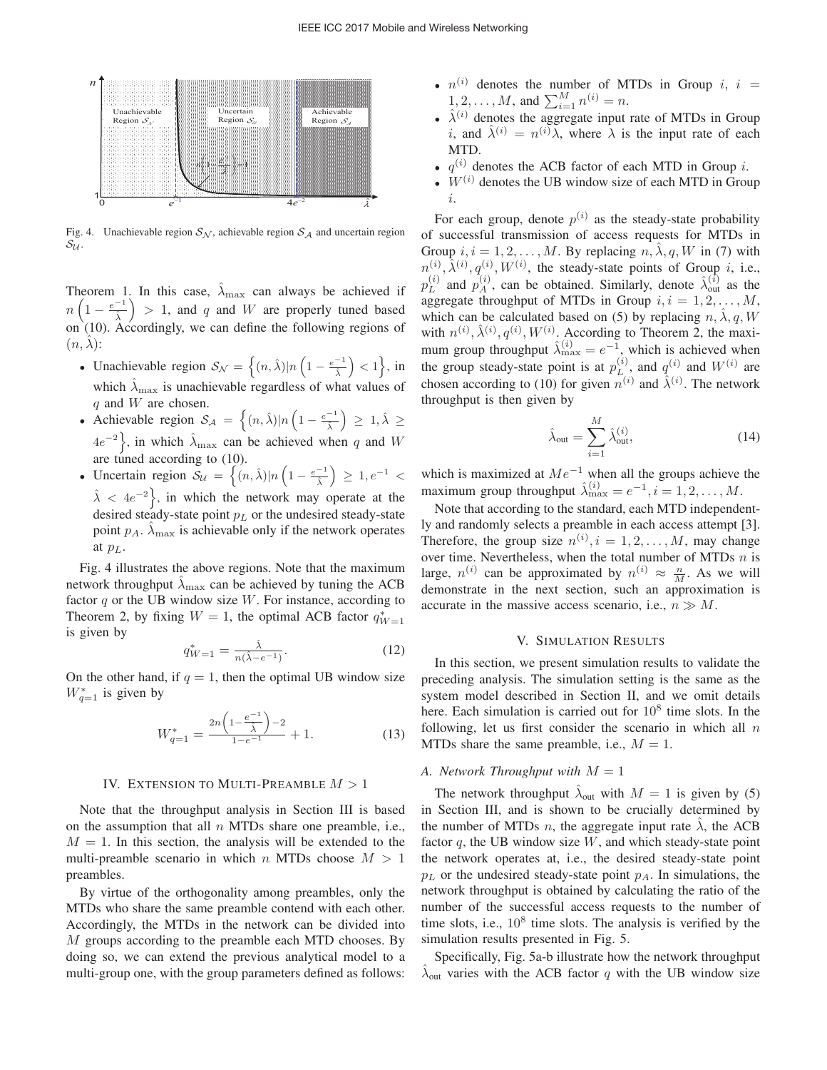n

Unachievable Region $\mathcal{S}_{\mathcal{N}}$

Uncertain Region $\mathcal{S}_{\mathcal{U}}$

Achievable Region $\mathcal{S}_{\mathcal{A}}$

$n\left(1-\frac{e^{-1}}{\hat{\lambda}}\right)=1$

1

0

$e^{-1}$

$4e^{-2}$

$\hat{\lambda}$

Fig. 4. Unachievable region $\mathcal{S}_{\mathcal{N}}$, achievable region $\mathcal{S}_{\mathcal{A}}$ and uncertain region $\mathcal{S}_{\mathcal{U}}$.

Theorem 1. In this case, $\hat{\lambda}_{\max}$ can always be achieved if $n\left(1-\frac{e^{-1}}{\hat{\lambda}}\right) > 1$, and $q$ and $W$ are properly tuned based on (10). Accordingly, we can define the following regions of $(n, \hat{\lambda})$:

- Unachievable region $\mathcal{S}_{\mathcal{N}} = \left\{(n,\hat{\lambda})|n\left(1-\frac{e^{-1}}{\hat{\lambda}}\right) < 1\right\}$, in which $\hat{\lambda}_{\max}$ is unachievable regardless of what values of $q$ and $W$ are chosen.
- Achievable region $\mathcal{S}_{\mathcal{A}} = \left\{(n,\hat{\lambda})|n\left(1-\frac{e^{-1}}{\hat{\lambda}}\right) \geq 1, \hat{\lambda} \geq 4e^{-2}\right\}$, in which $\hat{\lambda}_{\max}$ can be achieved when $q$ and $W$ are tuned according to (10).
- Uncertain region $\mathcal{S}_{\mathcal{U}} = \left\{(n,\hat{\lambda})|n\left(1-\frac{e^{-1}}{\hat{\lambda}}\right) \geq 1, e^{-1} < \hat{\lambda} < 4e^{-2}\right\}$, in which the network may operate at the desired steady-state point $p_L$ or the undesired steady-state point $p_A$. $\hat{\lambda}_{\max}$ is achievable only if the network operates at $p_L$.

Fig. 4 illustrates the above regions. Note that the maximum network throughput $\hat{\lambda}_{\max}$ can be achieved by tuning the ACB factor $q$ or the UB window size $W$. For instance, according to Theorem 2, by fixing $W = 1$, the optimal ACB factor $q^*_{W=1}$ is given by

$$q^*_{W=1} = \frac{\hat{\lambda}}{n(\hat{\lambda}-e^{-1})}. \tag{12}$$

On the other hand, if $q = 1$, then the optimal UB window size $W^*_{q=1}$ is given by

$$W^*_{q=1} = \frac{2n\left(1-\frac{e^{-1}}{\hat{\lambda}}\right)-2}{1-e^{-1}} + 1. \tag{13}$$

## IV. Extension to Multi-Preamble $M > 1$

Note that the throughput analysis in Section III is based on the assumption that all $n$ MTDs share one preamble, i.e., $M = 1$. In this section, the analysis will be extended to the multi-preamble scenario in which $n$ MTDs choose $M > 1$ preambles.

By virtue of the orthogonality among preambles, only the MTDs who share the same preamble contend with each other. Accordingly, the MTDs in the network can be divided into $M$ groups according to the preamble each MTD chooses. By doing so, we can extend the previous analytical model to a multi-group one, with the group parameters defined as follows:

- $n^{(i)}$ denotes the number of MTDs in Group $i$, $i = 1, 2, \ldots, M$, and $\sum_{i=1}^{M} n^{(i)} = n$.
- $\hat{\lambda}^{(i)}$ denotes the aggregate input rate of MTDs in Group $i$, and $\hat{\lambda}^{(i)} = n^{(i)}\lambda$, where $\lambda$ is the input rate of each MTD.
- $q^{(i)}$ denotes the ACB factor of each MTD in Group $i$.
- $W^{(i)}$ denotes the UB window size of each MTD in Group $i$.

For each group, denote $p^{(i)}$ as the steady-state probability of successful transmission of access requests for MTDs in Group $i, i = 1, 2, \ldots, M$. By replacing $n, \hat{\lambda}, q, W$ in (7) with $n^{(i)}, \hat{\lambda}^{(i)}, q^{(i)}, W^{(i)}$, the steady-state points of Group $i$, i.e., $p_L^{(i)}$ and $p_A^{(i)}$, can be obtained. Similarly, denote $\hat{\lambda}_{\text{out}}^{(i)}$ as the aggregate throughput of MTDs in Group $i, i = 1, 2, \ldots, M$, which can be calculated based on (5) by replacing $n, \hat{\lambda}, q, W$ with $n^{(i)}, \hat{\lambda}^{(i)}, q^{(i)}, W^{(i)}$. According to Theorem 2, the maximum group throughput $\hat{\lambda}_{\max}^{(i)} = e^{-1}$, which is achieved when the group steady-state point is at $p_L^{(i)}$, and $q^{(i)}$ and $W^{(i)}$ are chosen according to (10) for given $n^{(i)}$ and $\hat{\lambda}^{(i)}$. The network throughput is then given by

$$\hat{\lambda}_{\text{out}} = \sum_{i=1}^{M} \hat{\lambda}_{\text{out}}^{(i)}, \tag{14}$$

which is maximized at $Me^{-1}$ when all the groups achieve the maximum group throughput $\hat{\lambda}_{\max}^{(i)} = e^{-1}, i = 1, 2, \ldots, M$.

Note that according to the standard, each MTD independently and randomly selects a preamble in each access attempt [3]. Therefore, the group size $n^{(i)}, i = 1, 2, \ldots, M$, may change over time. Nevertheless, when the total number of MTDs $n$ is large, $n^{(i)}$ can be approximated by $n^{(i)} \approx \frac{n}{M}$. As we will demonstrate in the next section, such an approximation is accurate in the massive access scenario, i.e., $n \gg M$.

## V. Simulation Results

In this section, we present simulation results to validate the preceding analysis. The simulation setting is the same as the system model described in Section II, and we omit details here. Each simulation is carried out for $10^8$ time slots. In the following, let us first consider the scenario in which all $n$ MTDs share the same preamble, i.e., $M = 1$.

### A. Network Throughput with $M = 1$

The network throughput $\hat{\lambda}_{\text{out}}$ with $M = 1$ is given by (5) in Section III, and is shown to be crucially determined by the number of MTDs $n$, the aggregate input rate $\hat{\lambda}$, the ACB factor $q$, the UB window size $W$, and which steady-state point the network operates at, i.e., the desired steady-state point $p_L$ or the undesired steady-state point $p_A$. In simulations, the network throughput is obtained by calculating the ratio of the number of the successful access requests to the number of time slots, i.e., $10^8$ time slots. The analysis is verified by the simulation results presented in Fig. 5.

Specifically, Fig. 5a-b illustrate how the network throughput $\hat{\lambda}_{\text{out}}$ varies with the ACB factor $q$ with the UB window size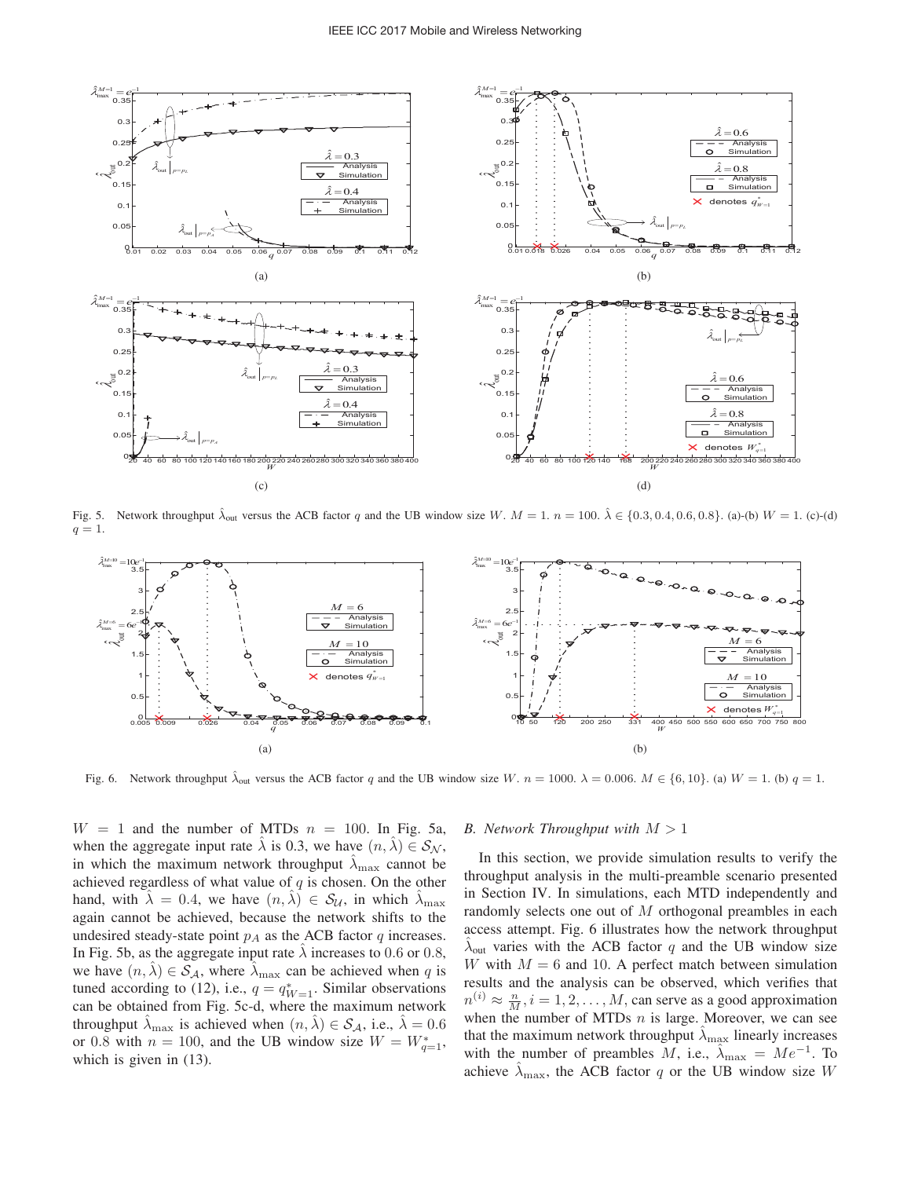$\hat{\lambda}_{\max}^{M=1}=e^{-1}$
0.35
0.3
0.25
0.2
0.15
0.1
0.05
0
$\hat{\lambda}_{\text{out}}$
$\hat{\lambda}_{\text{out}}\big|_{p=p_L}$
$\hat{\lambda}_{\text{out}}\big|_{p=p_A}$
$\hat{\lambda}=0.3$
Analysis
Simulation
$\hat{\lambda}=0.4$
Analysis
Simulation
0.01 0.02 0.03 0.04 0.05 0.06 0.07 0.08 0.09 0.1 0.11 0.12
$q$
(a)

$\hat{\lambda}_{\max}^{M=1}=e^{-1}$
0.35
0.3
0.25
0.2
0.15
0.1
0.05
0
$\hat{\lambda}_{\text{out}}$
$\hat{\lambda}_{\text{out}}\big|_{p=p_L}$
$\hat{\lambda}=0.6$
Analysis
Simulation
$\hat{\lambda}=0.8$
Analysis
Simulation
denotes $q^*_{W=1}$
0.01 0.018 0.026 0.04 0.05 0.06 0.07 0.08 0.09 0.1 0.11 0.12
$q$
(b)

$\hat{\lambda}_{\max}^{M=1}=e^{-1}$
0.35
0.3
0.25
0.2
0.15
0.1
0.05
0
$\hat{\lambda}_{\text{out}}$
$\hat{\lambda}_{\text{out}}\big|_{p=p_L}$
$\hat{\lambda}_{\text{out}}\big|_{p=p_A}$
$\hat{\lambda}=0.3$
Analysis
Simulation
$\hat{\lambda}=0.4$
Analysis
Simulation
20 40 60 80 100 120 140 160 180 200 220 240 260 280 300 320 340 360 380 400
$W$
(c)

$\hat{\lambda}_{\max}^{M=1}=e^{-1}$
0.35
0.3
0.25
0.2
0.15
0.1
0.05
0
$\hat{\lambda}_{\text{out}}$
$\hat{\lambda}_{\text{out}}\big|_{p=p_L}$
$\hat{\lambda}=0.6$
Analysis
Simulation
$\hat{\lambda}=0.8$
Analysis
Simulation
denotes $W^*_{q=1}$
20 40 60 80 100 120 140 168 200 220 240 260 280 300 320 340 360 380 400
$W$
(d)

Fig. 5. Network throughput $\hat{\lambda}_{\text{out}}$ versus the ACB factor $q$ and the UB window size $W$. $M=1$. $n=100$. $\hat{\lambda}\in\{0.3,0.4,0.6,0.8\}$. (a)-(b) $W=1$. (c)-(d) $q=1$.

$\hat{\lambda}_{\max}^{M=10}=10e^{-1}$
$\hat{\lambda}_{\max}^{M=6}=6e^{-1}$
3.5
3
2.5
2
1.5
1
0.5
0
$\hat{\lambda}_{\text{out}}$
$M=6$
Analysis
Simulation
$M=10$
Analysis
Simulation
denotes $q^*_{W=1}$
0.005 0.009 0.026 0.04 0.05 0.06 0.07 0.08 0.09 0.1
$q$
(a)

$\hat{\lambda}_{\max}^{M=10}=10e^{-1}$
$\hat{\lambda}_{\max}^{M=6}=6e^{-1}$
3.5
3
2.5
2
1.5
1
0.5
0
$\hat{\lambda}_{\text{out}}$
$M=6$
Analysis
Simulation
$M=10$
Analysis
Simulation
denotes $W^*_{q=1}$
10 50 120 200 250 331 400 450 500 550 600 650 700 750 800
$W$
(b)

Fig. 6. Network throughput $\hat{\lambda}_{\text{out}}$ versus the ACB factor $q$ and the UB window size $W$. $n=1000$. $\lambda=0.006$. $M\in\{6,10\}$. (a) $W=1$. (b) $q=1$.

$W = 1$ and the number of MTDs $n = 100$. In Fig. 5a, when the aggregate input rate $\hat{\lambda}$ is 0.3, we have $(n,\hat{\lambda}) \in \mathcal{S}_{\mathcal{N}}$, in which the maximum network throughput $\hat{\lambda}_{\max}$ cannot be achieved regardless of what value of $q$ is chosen. On the other hand, with $\hat{\lambda} = 0.4$, we have $(n,\hat{\lambda}) \in \mathcal{S}_{\mathcal{U}}$, in which $\hat{\lambda}_{\max}$ again cannot be achieved, because the network shifts to the undesired steady-state point $p_A$ as the ACB factor $q$ increases. In Fig. 5b, as the aggregate input rate $\hat{\lambda}$ increases to 0.6 or 0.8, we have $(n,\hat{\lambda}) \in \mathcal{S}_{\mathcal{A}}$, where $\hat{\lambda}_{\max}$ can be achieved when $q$ is tuned according to (12), i.e., $q = q^*_{W=1}$. Similar observations can be obtained from Fig. 5c-d, where the maximum network throughput $\hat{\lambda}_{\max}$ is achieved when $(n,\hat{\lambda}) \in \mathcal{S}_{\mathcal{A}}$, i.e., $\hat{\lambda} = 0.6$ or 0.8 with $n = 100$, and the UB window size $W = W^*_{q=1}$, which is given in (13).

### B. Network Throughput with $M > 1$

In this section, we provide simulation results to verify the throughput analysis in the multi-preamble scenario presented in Section IV. In simulations, each MTD independently and randomly selects one out of $M$ orthogonal preambles in each access attempt. Fig. 6 illustrates how the network throughput $\hat{\lambda}_{\text{out}}$ varies with the ACB factor $q$ and the UB window size $W$ with $M = 6$ and 10. A perfect match between simulation results and the analysis can be observed, which verifies that $n^{(i)} \approx \frac{n}{M}, i = 1, 2, \ldots, M$, can serve as a good approximation when the number of MTDs $n$ is large. Moreover, we can see that the maximum network throughput $\hat{\lambda}_{\max}$ linearly increases with the number of preambles $M$, i.e., $\hat{\lambda}_{\max} = Me^{-1}$. To achieve $\hat{\lambda}_{\max}$, the ACB factor $q$ or the UB window size $W$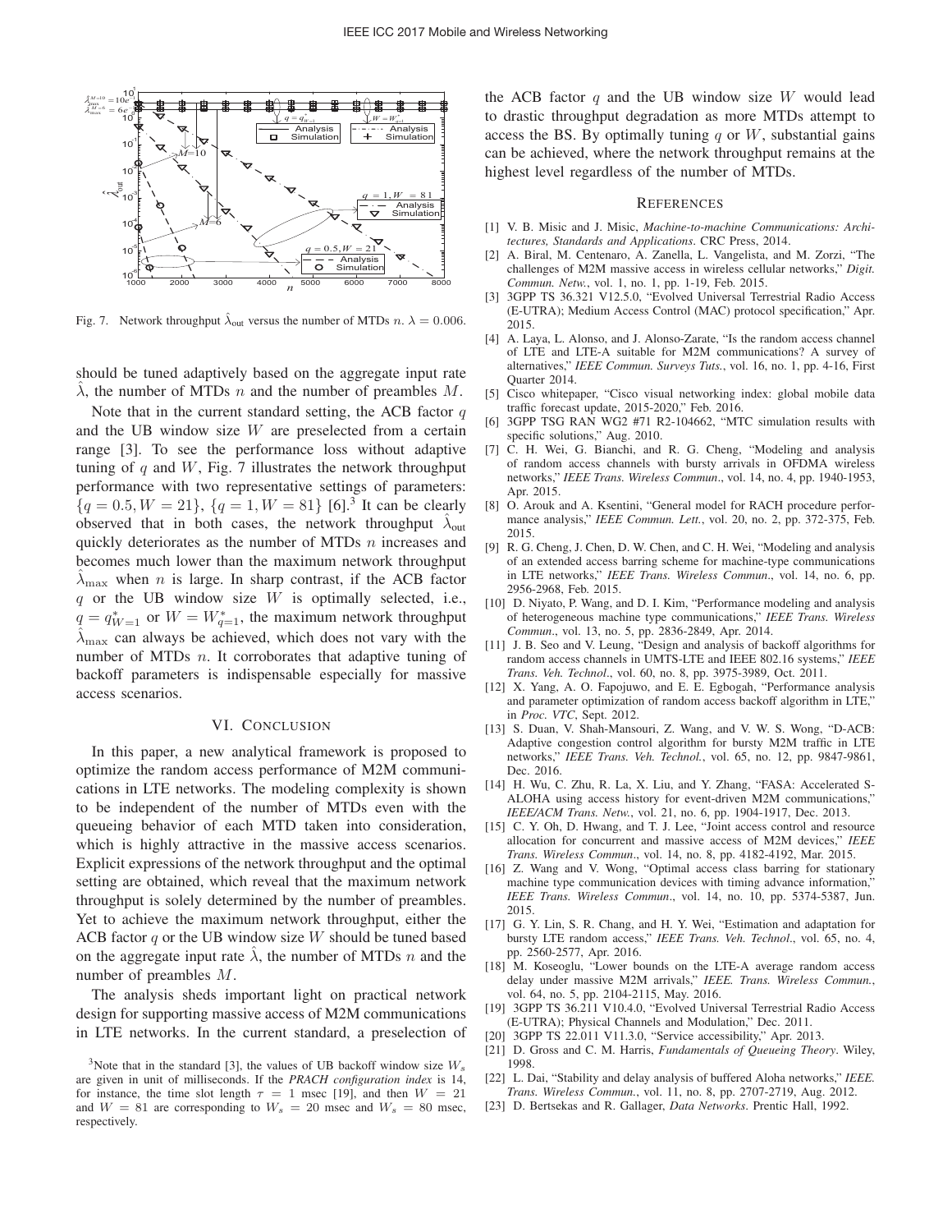$\hat{\lambda}_{\max}^{M=10}=10e^{-1}$
$\hat{\lambda}_{\max}^{M=6}=6e^{-1}$

$10^{1}$
$10^{0}$
$10^{-1}$
$10^{-2}$
$10^{-3}$
$10^{-4}$
$10^{-5}$
$10^{-6}$

$\hat{\lambda}_{\text{out}}$

$n$

1000 2000 3000 4000 5000 6000 7000 8000

$q = q^*_{W=1}$
$W = W^*_{q=1}$

Analysis
Simulation

Analysis
Simulation

$M=10$
$M=6$

$q = 1, W = 81$
Analysis
Simulation

$q = 0.5, W = 21$
Analysis
Simulation

Fig. 7. Network throughput $\hat{\lambda}_{\text{out}}$ versus the number of MTDs $n$. $\lambda = 0.006$.

should be tuned adaptively based on the aggregate input rate $\hat{\lambda}$, the number of MTDs $n$ and the number of preambles $M$.

Note that in the current standard setting, the ACB factor $q$ and the UB window size $W$ are preselected from a certain range [3]. To see the performance loss without adaptive tuning of $q$ and $W$, Fig. 7 illustrates the network throughput performance with two representative settings of parameters: $\{q = 0.5, W = 21\}$, $\{q = 1, W = 81\}$ [6].[3] It can be clearly observed that in both cases, the network throughput $\hat{\lambda}_{\text{out}}$ quickly deteriorates as the number of MTDs $n$ increases and becomes much lower than the maximum network throughput $\hat{\lambda}_{\max}$ when $n$ is large. In sharp contrast, if the ACB factor $q$ or the UB window size $W$ is optimally selected, i.e., $q = q^*_{W=1}$ or $W = W^*_{q=1}$, the maximum network throughput $\hat{\lambda}_{\max}$ can always be achieved, which does not vary with the number of MTDs $n$. It corroborates that adaptive tuning of backoff parameters is indispensable especially for massive access scenarios.

## VI. Conclusion

In this paper, a new analytical framework is proposed to optimize the random access performance of M2M communications in LTE networks. The modeling complexity is shown to be independent of the number of MTDs even with the queueing behavior of each MTD taken into consideration, which is highly attractive in the massive access scenarios. Explicit expressions of the network throughput and the optimal setting are obtained, which reveal that the maximum network throughput is solely determined by the number of preambles. Yet to achieve the maximum network throughput, either the ACB factor $q$ or the UB window size $W$ should be tuned based on the aggregate input rate $\hat{\lambda}$, the number of MTDs $n$ and the number of preambles $M$.

The analysis sheds important light on practical network design for supporting massive access of M2M communications in LTE networks. In the current standard, a preselection of the ACB factor $q$ and the UB window size $W$ would lead to drastic throughput degradation as more MTDs attempt to access the BS. By optimally tuning $q$ or $W$, substantial gains can be achieved, where the network throughput remains at the highest level regardless of the number of MTDs.

[3]Note that in the standard [3], the values of UB backoff window size $W_s$ are given in unit of milliseconds. If the *PRACH configuration index* is 14, for instance, the time slot length $\tau = 1$ msec [19], and then $W = 21$ and $W = 81$ are corresponding to $W_s = 20$ msec and $W_s = 80$ msec, respectively.

## References

[1] V. B. Misic and J. Misic, *Machine-to-machine Communications: Architectures, Standards and Applications*. CRC Press, 2014.

[2] A. Biral, M. Centenaro, A. Zanella, L. Vangelista, and M. Zorzi, "The challenges of M2M massive access in wireless cellular networks," *Digit. Commun. Netw.*, vol. 1, no. 1, pp. 1-19, Feb. 2015.

[3] 3GPP TS 36.321 V12.5.0, "Evolved Universal Terrestrial Radio Access (E-UTRA); Medium Access Control (MAC) protocol specification," Apr. 2015.

[4] A. Laya, L. Alonso, and J. Alonso-Zarate, "Is the random access channel of LTE and LTE-A suitable for M2M communications? A survey of alternatives," *IEEE Commun. Surveys Tuts.*, vol. 16, no. 1, pp. 4-16, First Quarter 2014.

[5] Cisco whitepaper, "Cisco visual networking index: global mobile data traffic forecast update, 2015-2020," Feb. 2016.

[6] 3GPP TSG RAN WG2 #71 R2-104662, "MTC simulation results with specific solutions," Aug. 2010.

[7] C. H. Wei, G. Bianchi, and R. G. Cheng, "Modeling and analysis of random access channels with bursty arrivals in OFDMA wireless networks," *IEEE Trans. Wireless Commun.*, vol. 14, no. 4, pp. 1940-1953, Apr. 2015.

[8] O. Arouk and A. Ksentini, "General model for RACH procedure performance analysis," *IEEE Commun. Lett.*, vol. 20, no. 2, pp. 372-375, Feb. 2015.

[9] R. G. Cheng, J. Chen, D. W. Chen, and C. H. Wei, "Modeling and analysis of an extended access barring scheme for machine-type communications in LTE networks," *IEEE Trans. Wireless Commun.*, vol. 14, no. 6, pp. 2956-2968, Feb. 2015.

[10] D. Niyato, P. Wang, and D. I. Kim, "Performance modeling and analysis of heterogeneous machine type communications," *IEEE Trans. Wireless Commun.*, vol. 13, no. 5, pp. 2836-2849, Apr. 2014.

[11] J. B. Seo and V. Leung, "Design and analysis of backoff algorithms for random access channels in UMTS-LTE and IEEE 802.16 systems," *IEEE Trans. Veh. Technol.*, vol. 60, no. 8, pp. 3975-3989, Oct. 2011.

[12] X. Yang, A. O. Fapojuwo, and E. E. Egbogah, "Performance analysis and parameter optimization of random access backoff algorithm in LTE," in *Proc. VTC*, Sept. 2012.

[13] S. Duan, V. Shah-Mansouri, Z. Wang, and V. W. S. Wong, "D-ACB: Adaptive congestion control algorithm for bursty M2M traffic in LTE networks," *IEEE Trans. Veh. Technol.*, vol. 65, no. 12, pp. 9847-9861, Dec. 2016.

[14] H. Wu, C. Zhu, R. La, X. Liu, and Y. Zhang, "FASA: Accelerated S-ALOHA using access history for event-driven M2M communications," *IEEE/ACM Trans. Netw.*, vol. 21, no. 6, pp. 1904-1917, Dec. 2013.

[15] C. Y. Oh, D. Hwang, and T. J. Lee, "Joint access control and resource allocation for concurrent and massive access of M2M devices," *IEEE Trans. Wireless Commun.*, vol. 14, no. 8, pp. 4182-4192, Mar. 2015.

[16] Z. Wang and V. Wong, "Optimal access class barring for stationary machine type communication devices with timing advance information," *IEEE Trans. Wireless Commun.*, vol. 14, no. 10, pp. 5374-5387, Jun. 2015.

[17] G. Y. Lin, S. R. Chang, and H. Y. Wei, "Estimation and adaptation for bursty LTE random access," *IEEE Trans. Veh. Technol.*, vol. 65, no. 4, pp. 2560-2577, Apr. 2016.

[18] M. Koseoglu, "Lower bounds on the LTE-A average random access delay under massive M2M arrivals," *IEEE. Trans. Wireless Commun.*, vol. 64, no. 5, pp. 2104-2115, May. 2016.

[19] 3GPP TS 36.211 V10.4.0, "Evolved Universal Terrestrial Radio Access (E-UTRA); Physical Channels and Modulation," Dec. 2011.

[20] 3GPP TS 22.011 V11.3.0, "Service accessibility," Apr. 2013.

[21] D. Gross and C. M. Harris, *Fundamentals of Queueing Theory*. Wiley, 1998.

[22] L. Dai, "Stability and delay analysis of buffered Aloha networks," *IEEE. Trans. Wireless Commun.*, vol. 11, no. 8, pp. 2707-2719, Aug. 2012.

[23] D. Bertsekas and R. Gallager, *Data Networks*. Prentic Hall, 1992.